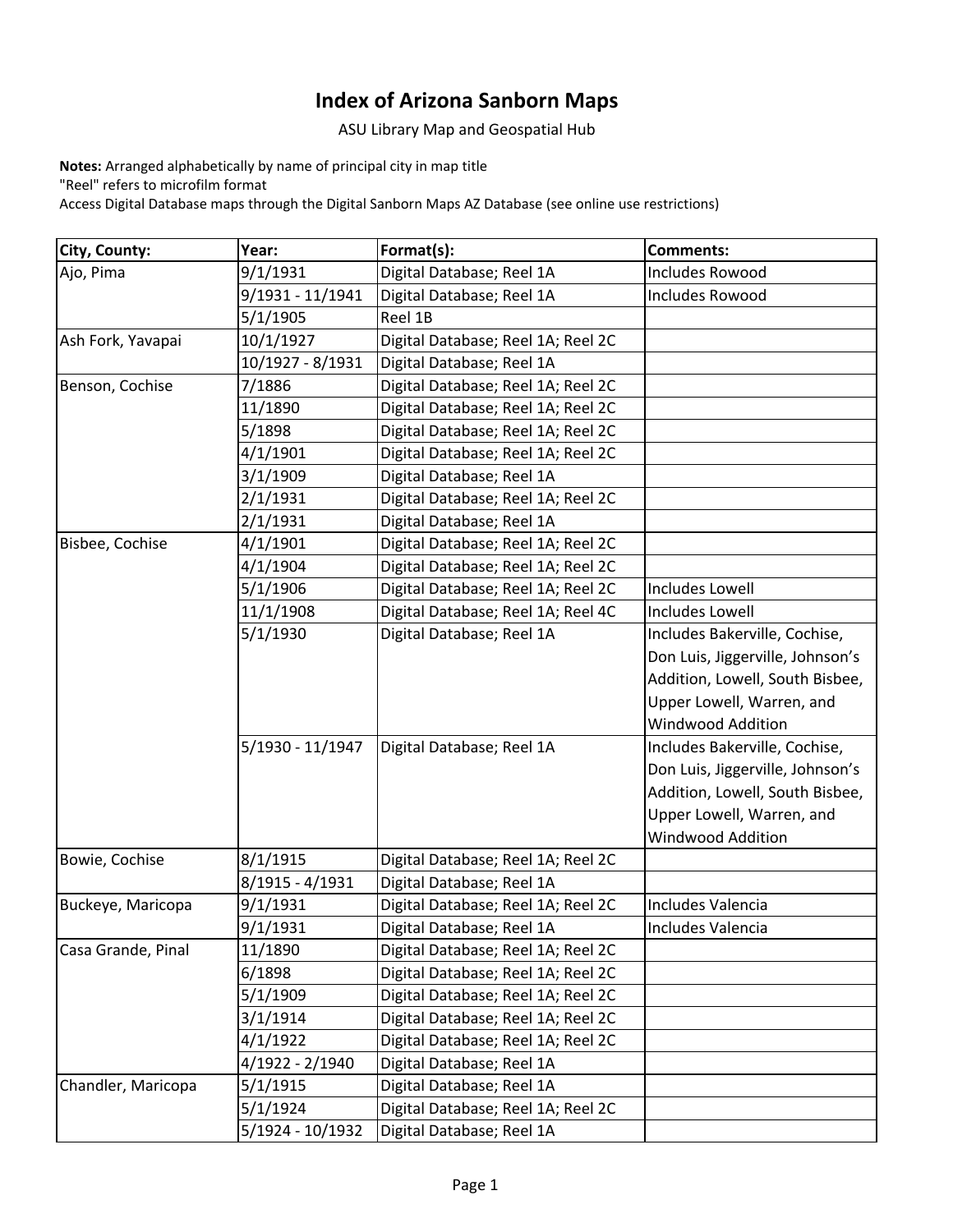# Index of Arizona Sanborn Maps

ASU Library Map and Geospatial Hub

**Notes:** Arranged alphabetically by name of principal city in map title
"Reel" refers to microfilm format
Access Digital Database maps through the Digital Sanborn Maps AZ Database (see online use restrictions)

| City, County: | Year: | Format(s): | Comments: |
|---|---|---|---|
| Ajo, Pima | 9/1/1931 | Digital Database; Reel 1A | Includes Rowood |
| | 9/1931 - 11/1941 | Digital Database; Reel 1A | Includes Rowood |
| | 5/1/1905 | Reel 1B | |
| Ash Fork, Yavapai | 10/1/1927 | Digital Database; Reel 1A; Reel 2C | |
| | 10/1927 - 8/1931 | Digital Database; Reel 1A | |
| Benson, Cochise | 7/1886 | Digital Database; Reel 1A; Reel 2C | |
| | 11/1890 | Digital Database; Reel 1A; Reel 2C | |
| | 5/1898 | Digital Database; Reel 1A; Reel 2C | |
| | 4/1/1901 | Digital Database; Reel 1A; Reel 2C | |
| | 3/1/1909 | Digital Database; Reel 1A | |
| | 2/1/1931 | Digital Database; Reel 1A; Reel 2C | |
| | 2/1/1931 | Digital Database; Reel 1A | |
| Bisbee, Cochise | 4/1/1901 | Digital Database; Reel 1A; Reel 2C | |
| | 4/1/1904 | Digital Database; Reel 1A; Reel 2C | |
| | 5/1/1906 | Digital Database; Reel 1A; Reel 2C | Includes Lowell |
| | 11/1/1908 | Digital Database; Reel 1A; Reel 4C | Includes Lowell |
| | 5/1/1930 | Digital Database; Reel 1A | Includes Bakerville, Cochise, Don Luis, Jiggerville, Johnson's Addition, Lowell, South Bisbee, Upper Lowell, Warren, and Windwood Addition |
| | 5/1930 - 11/1947 | Digital Database; Reel 1A | Includes Bakerville, Cochise, Don Luis, Jiggerville, Johnson's Addition, Lowell, South Bisbee, Upper Lowell, Warren, and Windwood Addition |
| Bowie, Cochise | 8/1/1915 | Digital Database; Reel 1A; Reel 2C | |
| | 8/1915 - 4/1931 | Digital Database; Reel 1A | |
| Buckeye, Maricopa | 9/1/1931 | Digital Database; Reel 1A; Reel 2C | Includes Valencia |
| | 9/1/1931 | Digital Database; Reel 1A | Includes Valencia |
| Casa Grande, Pinal | 11/1890 | Digital Database; Reel 1A; Reel 2C | |
| | 6/1898 | Digital Database; Reel 1A; Reel 2C | |
| | 5/1/1909 | Digital Database; Reel 1A; Reel 2C | |
| | 3/1/1914 | Digital Database; Reel 1A; Reel 2C | |
| | 4/1/1922 | Digital Database; Reel 1A; Reel 2C | |
| | 4/1922 - 2/1940 | Digital Database; Reel 1A | |
| Chandler, Maricopa | 5/1/1915 | Digital Database; Reel 1A | |
| | 5/1/1924 | Digital Database; Reel 1A; Reel 2C | |
| | 5/1924 - 10/1932 | Digital Database; Reel 1A | |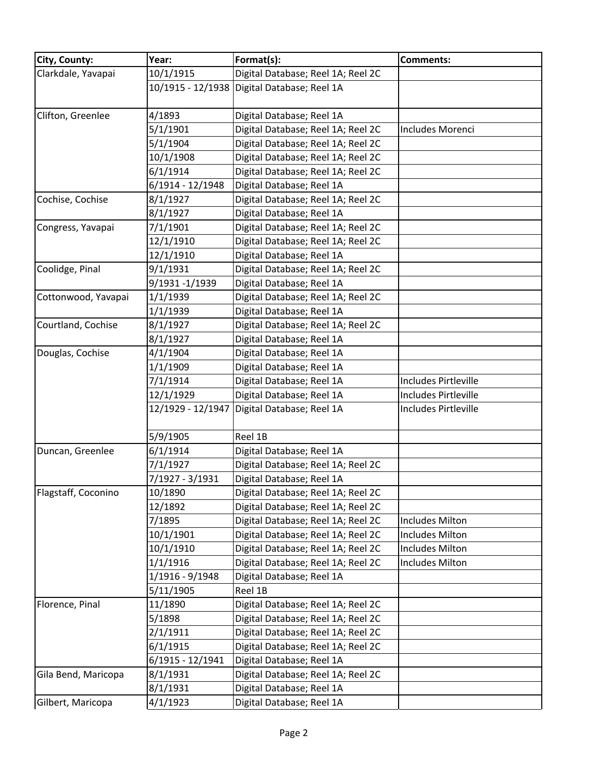| City, County: | Year: | Format(s): | Comments: |
| --- | --- | --- | --- |
| Clarkdale, Yavapai | 10/1/1915 | Digital Database; Reel 1A; Reel 2C | |
| | 10/1915 - 12/1938 | Digital Database; Reel 1A | |
| Clifton, Greenlee | 4/1893 | Digital Database; Reel 1A | |
| | 5/1/1901 | Digital Database; Reel 1A; Reel 2C | Includes Morenci |
| | 5/1/1904 | Digital Database; Reel 1A; Reel 2C | |
| | 10/1/1908 | Digital Database; Reel 1A; Reel 2C | |
| | 6/1/1914 | Digital Database; Reel 1A; Reel 2C | |
| | 6/1914 - 12/1948 | Digital Database; Reel 1A | |
| Cochise, Cochise | 8/1/1927 | Digital Database; Reel 1A; Reel 2C | |
| | 8/1/1927 | Digital Database; Reel 1A | |
| Congress, Yavapai | 7/1/1901 | Digital Database; Reel 1A; Reel 2C | |
| | 12/1/1910 | Digital Database; Reel 1A; Reel 2C | |
| | 12/1/1910 | Digital Database; Reel 1A | |
| Coolidge, Pinal | 9/1/1931 | Digital Database; Reel 1A; Reel 2C | |
| | 9/1931 -1/1939 | Digital Database; Reel 1A | |
| Cottonwood, Yavapai | 1/1/1939 | Digital Database; Reel 1A; Reel 2C | |
| | 1/1/1939 | Digital Database; Reel 1A | |
| Courtland, Cochise | 8/1/1927 | Digital Database; Reel 1A; Reel 2C | |
| | 8/1/1927 | Digital Database; Reel 1A | |
| Douglas, Cochise | 4/1/1904 | Digital Database; Reel 1A | |
| | 1/1/1909 | Digital Database; Reel 1A | |
| | 7/1/1914 | Digital Database; Reel 1A | Includes Pirtleville |
| | 12/1/1929 | Digital Database; Reel 1A | Includes Pirtleville |
| | 12/1929 - 12/1947 | Digital Database; Reel 1A | Includes Pirtleville |
| | 5/9/1905 | Reel 1B | |
| Duncan, Greenlee | 6/1/1914 | Digital Database; Reel 1A | |
| | 7/1/1927 | Digital Database; Reel 1A; Reel 2C | |
| | 7/1927 - 3/1931 | Digital Database; Reel 1A | |
| Flagstaff, Coconino | 10/1890 | Digital Database; Reel 1A; Reel 2C | |
| | 12/1892 | Digital Database; Reel 1A; Reel 2C | |
| | 7/1895 | Digital Database; Reel 1A; Reel 2C | Includes Milton |
| | 10/1/1901 | Digital Database; Reel 1A; Reel 2C | Includes Milton |
| | 10/1/1910 | Digital Database; Reel 1A; Reel 2C | Includes Milton |
| | 1/1/1916 | Digital Database; Reel 1A; Reel 2C | Includes Milton |
| | 1/1916 - 9/1948 | Digital Database; Reel 1A | |
| | 5/11/1905 | Reel 1B | |
| Florence, Pinal | 11/1890 | Digital Database; Reel 1A; Reel 2C | |
| | 5/1898 | Digital Database; Reel 1A; Reel 2C | |
| | 2/1/1911 | Digital Database; Reel 1A; Reel 2C | |
| | 6/1/1915 | Digital Database; Reel 1A; Reel 2C | |
| | 6/1915 - 12/1941 | Digital Database; Reel 1A | |
| Gila Bend, Maricopa | 8/1/1931 | Digital Database; Reel 1A; Reel 2C | |
| | 8/1/1931 | Digital Database; Reel 1A | |
| Gilbert, Maricopa | 4/1/1923 | Digital Database; Reel 1A | |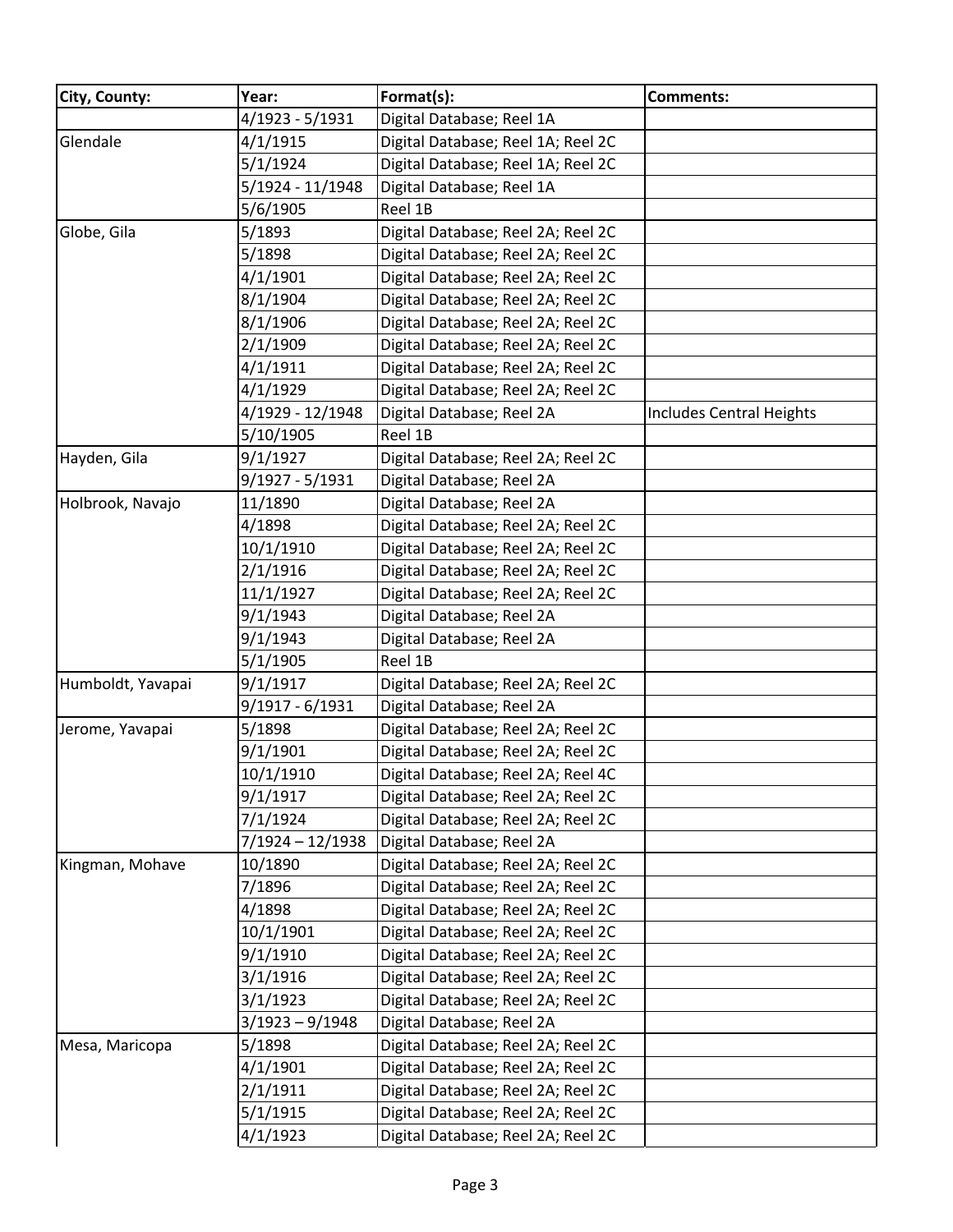| City, County: | Year: | Format(s): | Comments: |
| --- | --- | --- | --- |
| | 4/1923 - 5/1931 | Digital Database; Reel 1A | |
| Glendale | 4/1/1915 | Digital Database; Reel 1A; Reel 2C | |
| | 5/1/1924 | Digital Database; Reel 1A; Reel 2C | |
| | 5/1924 - 11/1948 | Digital Database; Reel 1A | |
| | 5/6/1905 | Reel 1B | |
| Globe, Gila | 5/1893 | Digital Database; Reel 2A; Reel 2C | |
| | 5/1898 | Digital Database; Reel 2A; Reel 2C | |
| | 4/1/1901 | Digital Database; Reel 2A; Reel 2C | |
| | 8/1/1904 | Digital Database; Reel 2A; Reel 2C | |
| | 8/1/1906 | Digital Database; Reel 2A; Reel 2C | |
| | 2/1/1909 | Digital Database; Reel 2A; Reel 2C | |
| | 4/1/1911 | Digital Database; Reel 2A; Reel 2C | |
| | 4/1/1929 | Digital Database; Reel 2A; Reel 2C | |
| | 4/1929 - 12/1948 | Digital Database; Reel 2A | Includes Central Heights |
| | 5/10/1905 | Reel 1B | |
| Hayden, Gila | 9/1/1927 | Digital Database; Reel 2A; Reel 2C | |
| | 9/1927 - 5/1931 | Digital Database; Reel 2A | |
| Holbrook, Navajo | 11/1890 | Digital Database; Reel 2A | |
| | 4/1898 | Digital Database; Reel 2A; Reel 2C | |
| | 10/1/1910 | Digital Database; Reel 2A; Reel 2C | |
| | 2/1/1916 | Digital Database; Reel 2A; Reel 2C | |
| | 11/1/1927 | Digital Database; Reel 2A; Reel 2C | |
| | 9/1/1943 | Digital Database; Reel 2A | |
| | 9/1/1943 | Digital Database; Reel 2A | |
| | 5/1/1905 | Reel 1B | |
| Humboldt, Yavapai | 9/1/1917 | Digital Database; Reel 2A; Reel 2C | |
| | 9/1917 - 6/1931 | Digital Database; Reel 2A | |
| Jerome, Yavapai | 5/1898 | Digital Database; Reel 2A; Reel 2C | |
| | 9/1/1901 | Digital Database; Reel 2A; Reel 2C | |
| | 10/1/1910 | Digital Database; Reel 2A; Reel 4C | |
| | 9/1/1917 | Digital Database; Reel 2A; Reel 2C | |
| | 7/1/1924 | Digital Database; Reel 2A; Reel 2C | |
| | 7/1924 – 12/1938 | Digital Database; Reel 2A | |
| Kingman, Mohave | 10/1890 | Digital Database; Reel 2A; Reel 2C | |
| | 7/1896 | Digital Database; Reel 2A; Reel 2C | |
| | 4/1898 | Digital Database; Reel 2A; Reel 2C | |
| | 10/1/1901 | Digital Database; Reel 2A; Reel 2C | |
| | 9/1/1910 | Digital Database; Reel 2A; Reel 2C | |
| | 3/1/1916 | Digital Database; Reel 2A; Reel 2C | |
| | 3/1/1923 | Digital Database; Reel 2A; Reel 2C | |
| | 3/1923 – 9/1948 | Digital Database; Reel 2A | |
| Mesa, Maricopa | 5/1898 | Digital Database; Reel 2A; Reel 2C | |
| | 4/1/1901 | Digital Database; Reel 2A; Reel 2C | |
| | 2/1/1911 | Digital Database; Reel 2A; Reel 2C | |
| | 5/1/1915 | Digital Database; Reel 2A; Reel 2C | |
| | 4/1/1923 | Digital Database; Reel 2A; Reel 2C | |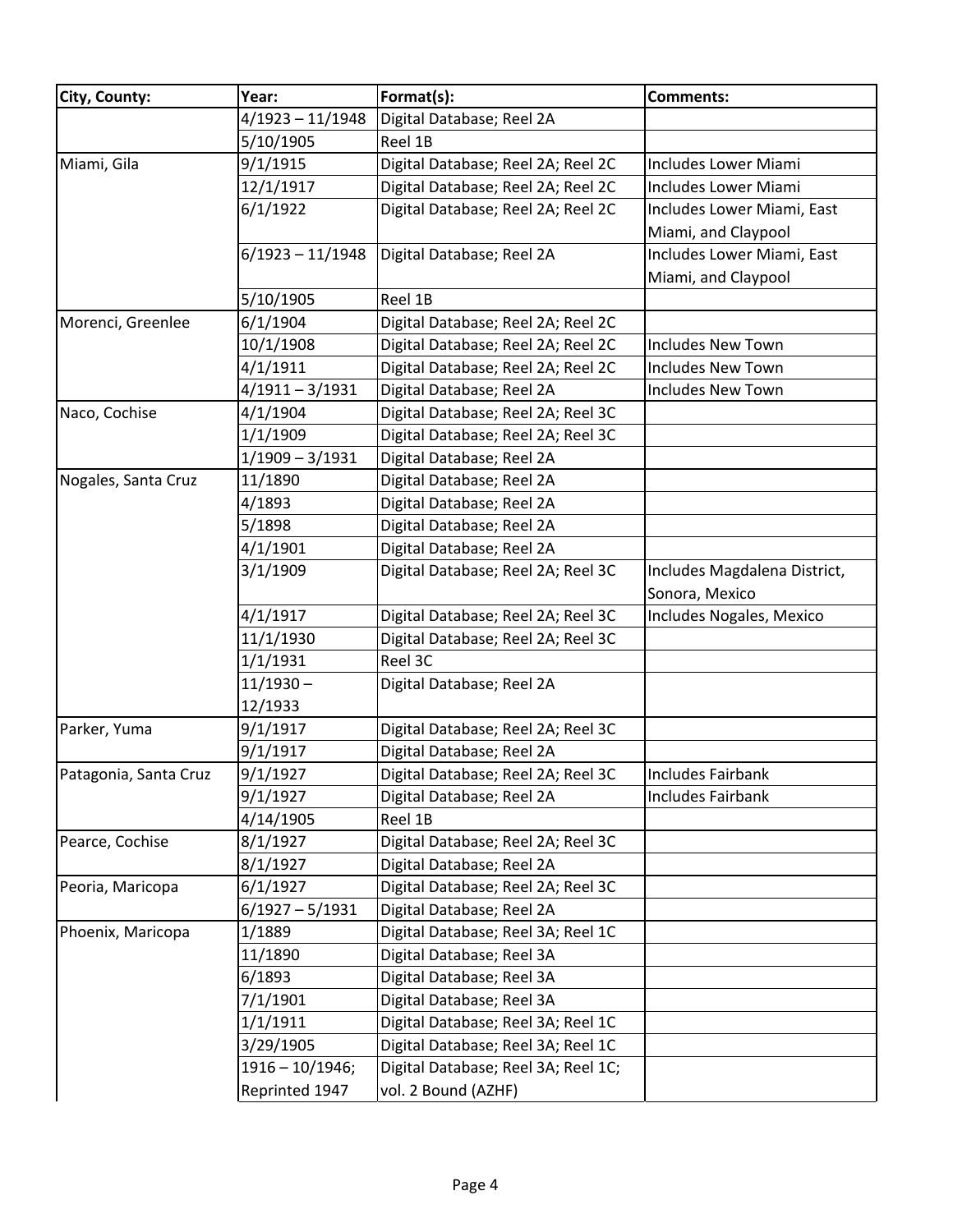| City, County: | Year: | Format(s): | Comments: |
|---|---|---|---|
| | 4/1923 – 11/1948 | Digital Database; Reel 2A | |
| | 5/10/1905 | Reel 1B | |
| Miami, Gila | 9/1/1915 | Digital Database; Reel 2A; Reel 2C | Includes Lower Miami |
| | 12/1/1917 | Digital Database; Reel 2A; Reel 2C | Includes Lower Miami |
| | 6/1/1922 | Digital Database; Reel 2A; Reel 2C | Includes Lower Miami, East Miami, and Claypool |
| | 6/1923 – 11/1948 | Digital Database; Reel 2A | Includes Lower Miami, East Miami, and Claypool |
| | 5/10/1905 | Reel 1B | |
| Morenci, Greenlee | 6/1/1904 | Digital Database; Reel 2A; Reel 2C | |
| | 10/1/1908 | Digital Database; Reel 2A; Reel 2C | Includes New Town |
| | 4/1/1911 | Digital Database; Reel 2A; Reel 2C | Includes New Town |
| | 4/1911 – 3/1931 | Digital Database; Reel 2A | Includes New Town |
| Naco, Cochise | 4/1/1904 | Digital Database; Reel 2A; Reel 3C | |
| | 1/1/1909 | Digital Database; Reel 2A; Reel 3C | |
| | 1/1909 – 3/1931 | Digital Database; Reel 2A | |
| Nogales, Santa Cruz | 11/1890 | Digital Database; Reel 2A | |
| | 4/1893 | Digital Database; Reel 2A | |
| | 5/1898 | Digital Database; Reel 2A | |
| | 4/1/1901 | Digital Database; Reel 2A | |
| | 3/1/1909 | Digital Database; Reel 2A; Reel 3C | Includes Magdalena District, Sonora, Mexico |
| | 4/1/1917 | Digital Database; Reel 2A; Reel 3C | Includes Nogales, Mexico |
| | 11/1/1930 | Digital Database; Reel 2A; Reel 3C | |
| | 1/1/1931 | Reel 3C | |
| | 11/1930 – 12/1933 | Digital Database; Reel 2A | |
| Parker, Yuma | 9/1/1917 | Digital Database; Reel 2A; Reel 3C | |
| | 9/1/1917 | Digital Database; Reel 2A | |
| Patagonia, Santa Cruz | 9/1/1927 | Digital Database; Reel 2A; Reel 3C | Includes Fairbank |
| | 9/1/1927 | Digital Database; Reel 2A | Includes Fairbank |
| | 4/14/1905 | Reel 1B | |
| Pearce, Cochise | 8/1/1927 | Digital Database; Reel 2A; Reel 3C | |
| | 8/1/1927 | Digital Database; Reel 2A | |
| Peoria, Maricopa | 6/1/1927 | Digital Database; Reel 2A; Reel 3C | |
| | 6/1927 – 5/1931 | Digital Database; Reel 2A | |
| Phoenix, Maricopa | 1/1889 | Digital Database; Reel 3A; Reel 1C | |
| | 11/1890 | Digital Database; Reel 3A | |
| | 6/1893 | Digital Database; Reel 3A | |
| | 7/1/1901 | Digital Database; Reel 3A | |
| | 1/1/1911 | Digital Database; Reel 3A; Reel 1C | |
| | 3/29/1905 | Digital Database; Reel 3A; Reel 1C | |
| | 1916 – 10/1946; Reprinted 1947 | Digital Database; Reel 3A; Reel 1C; vol. 2 Bound (AZHF) | |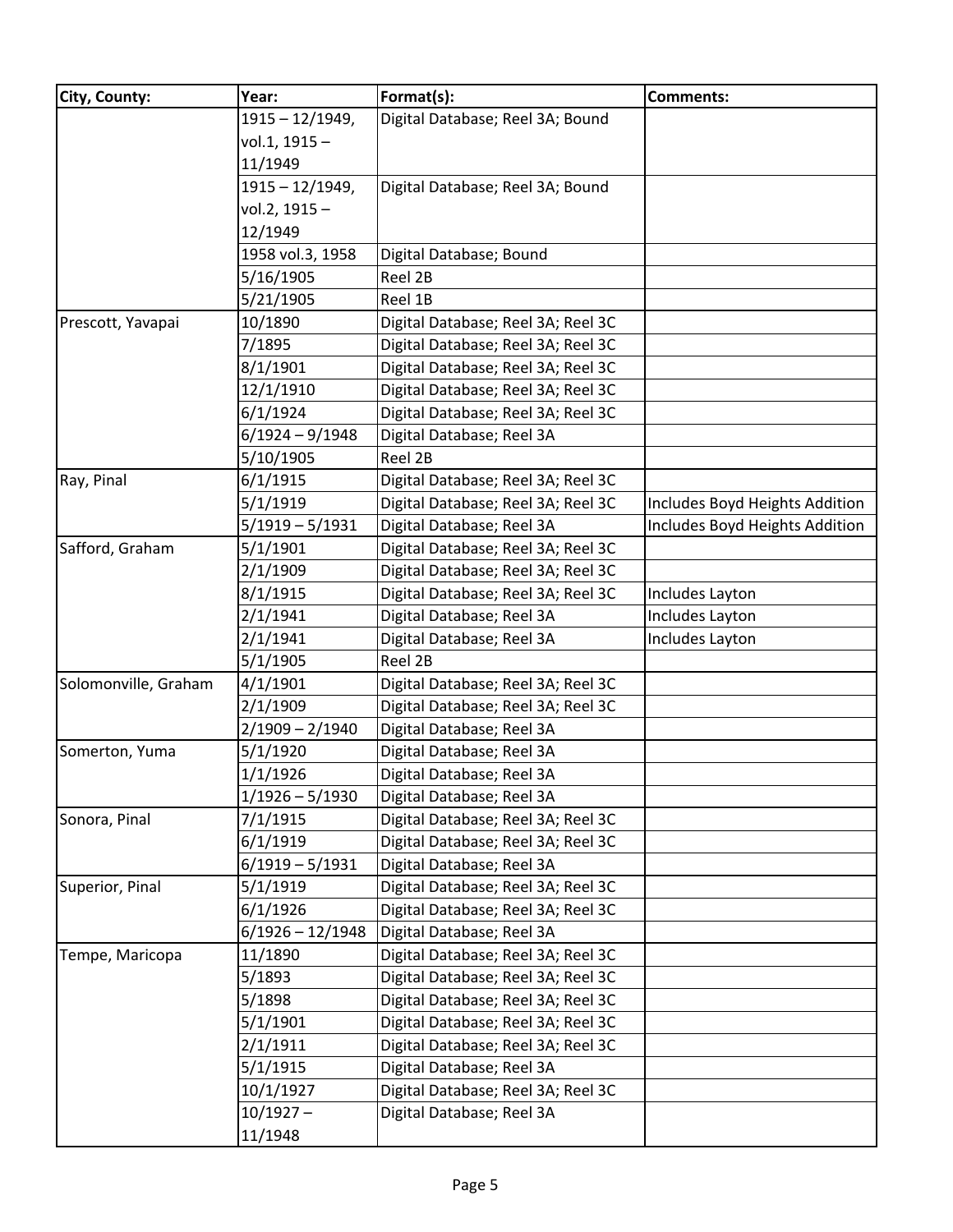| City, County: | Year: | Format(s): | Comments: |
|---|---|---|---|
| | 1915 – 12/1949, vol.1, 1915 – 11/1949 | Digital Database; Reel 3A; Bound | |
| | 1915 – 12/1949, vol.2, 1915 – 12/1949 | Digital Database; Reel 3A; Bound | |
| | 1958 vol.3, 1958 | Digital Database; Bound | |
| | 5/16/1905 | Reel 2B | |
| | 5/21/1905 | Reel 1B | |
| Prescott, Yavapai | 10/1890 | Digital Database; Reel 3A; Reel 3C | |
| | 7/1895 | Digital Database; Reel 3A; Reel 3C | |
| | 8/1/1901 | Digital Database; Reel 3A; Reel 3C | |
| | 12/1/1910 | Digital Database; Reel 3A; Reel 3C | |
| | 6/1/1924 | Digital Database; Reel 3A; Reel 3C | |
| | 6/1924 – 9/1948 | Digital Database; Reel 3A | |
| | 5/10/1905 | Reel 2B | |
| Ray, Pinal | 6/1/1915 | Digital Database; Reel 3A; Reel 3C | |
| | 5/1/1919 | Digital Database; Reel 3A; Reel 3C | Includes Boyd Heights Addition |
| | 5/1919 – 5/1931 | Digital Database; Reel 3A | Includes Boyd Heights Addition |
| Safford, Graham | 5/1/1901 | Digital Database; Reel 3A; Reel 3C | |
| | 2/1/1909 | Digital Database; Reel 3A; Reel 3C | |
| | 8/1/1915 | Digital Database; Reel 3A; Reel 3C | Includes Layton |
| | 2/1/1941 | Digital Database; Reel 3A | Includes Layton |
| | 2/1/1941 | Digital Database; Reel 3A | Includes Layton |
| | 5/1/1905 | Reel 2B | |
| Solomonville, Graham | 4/1/1901 | Digital Database; Reel 3A; Reel 3C | |
| | 2/1/1909 | Digital Database; Reel 3A; Reel 3C | |
| | 2/1909 – 2/1940 | Digital Database; Reel 3A | |
| Somerton, Yuma | 5/1/1920 | Digital Database; Reel 3A | |
| | 1/1/1926 | Digital Database; Reel 3A | |
| | 1/1926 – 5/1930 | Digital Database; Reel 3A | |
| Sonora, Pinal | 7/1/1915 | Digital Database; Reel 3A; Reel 3C | |
| | 6/1/1919 | Digital Database; Reel 3A; Reel 3C | |
| | 6/1919 – 5/1931 | Digital Database; Reel 3A | |
| Superior, Pinal | 5/1/1919 | Digital Database; Reel 3A; Reel 3C | |
| | 6/1/1926 | Digital Database; Reel 3A; Reel 3C | |
| | 6/1926 – 12/1948 | Digital Database; Reel 3A | |
| Tempe, Maricopa | 11/1890 | Digital Database; Reel 3A; Reel 3C | |
| | 5/1893 | Digital Database; Reel 3A; Reel 3C | |
| | 5/1898 | Digital Database; Reel 3A; Reel 3C | |
| | 5/1/1901 | Digital Database; Reel 3A; Reel 3C | |
| | 2/1/1911 | Digital Database; Reel 3A; Reel 3C | |
| | 5/1/1915 | Digital Database; Reel 3A | |
| | 10/1/1927 | Digital Database; Reel 3A; Reel 3C | |
| | 10/1927 – 11/1948 | Digital Database; Reel 3A | |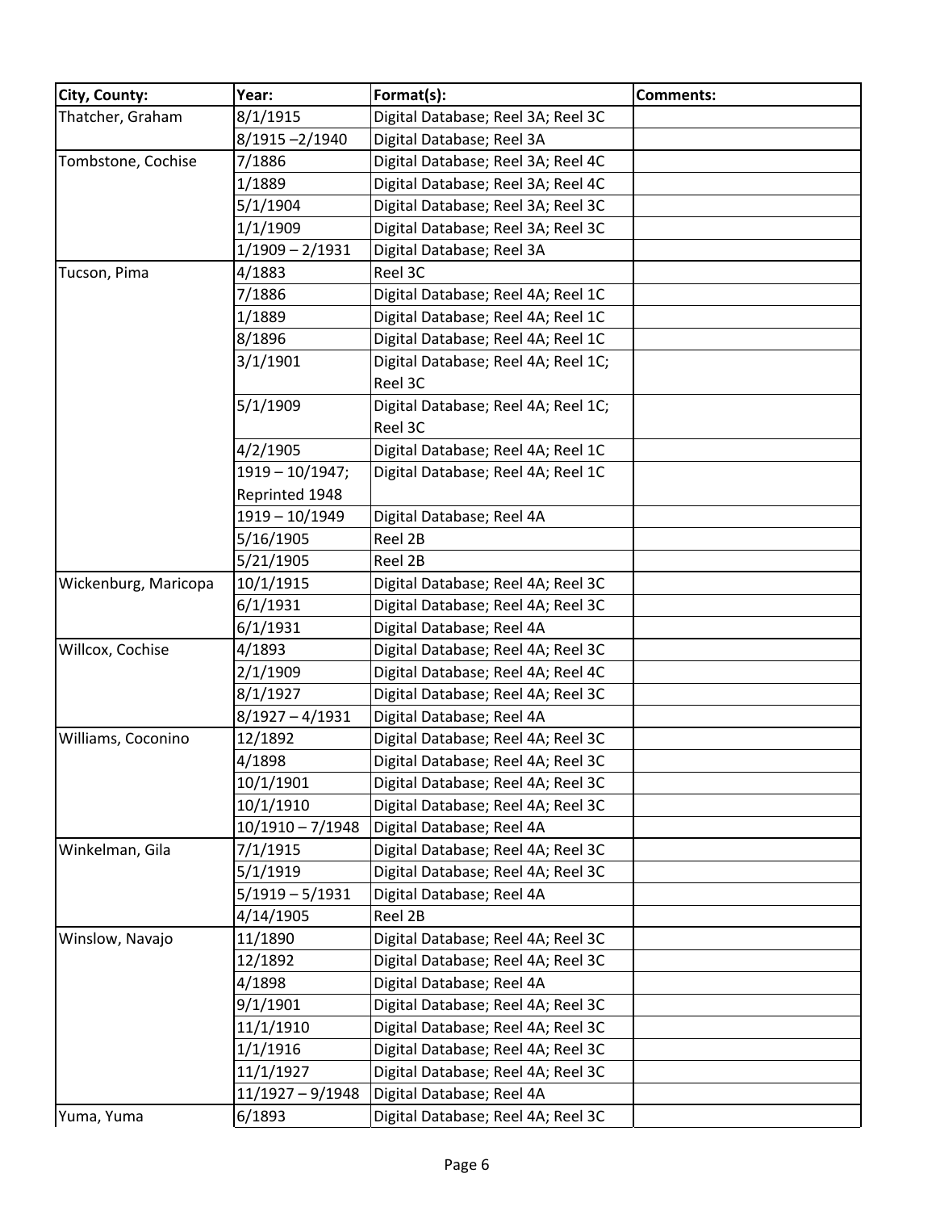| City, County: | Year: | Format(s): | Comments: |
|---|---|---|---|
| Thatcher, Graham | 8/1/1915 | Digital Database; Reel 3A; Reel 3C | |
| | 8/1915 –2/1940 | Digital Database; Reel 3A | |
| Tombstone, Cochise | 7/1886 | Digital Database; Reel 3A; Reel 4C | |
| | 1/1889 | Digital Database; Reel 3A; Reel 4C | |
| | 5/1/1904 | Digital Database; Reel 3A; Reel 3C | |
| | 1/1/1909 | Digital Database; Reel 3A; Reel 3C | |
| | 1/1909 – 2/1931 | Digital Database; Reel 3A | |
| Tucson, Pima | 4/1883 | Reel 3C | |
| | 7/1886 | Digital Database; Reel 4A; Reel 1C | |
| | 1/1889 | Digital Database; Reel 4A; Reel 1C | |
| | 8/1896 | Digital Database; Reel 4A; Reel 1C | |
| | 3/1/1901 | Digital Database; Reel 4A; Reel 1C; Reel 3C | |
| | 5/1/1909 | Digital Database; Reel 4A; Reel 1C; Reel 3C | |
| | 4/2/1905 | Digital Database; Reel 4A; Reel 1C | |
| | 1919 – 10/1947; Reprinted 1948 | Digital Database; Reel 4A; Reel 1C | |
| | 1919 – 10/1949 | Digital Database; Reel 4A | |
| | 5/16/1905 | Reel 2B | |
| | 5/21/1905 | Reel 2B | |
| Wickenburg, Maricopa | 10/1/1915 | Digital Database; Reel 4A; Reel 3C | |
| | 6/1/1931 | Digital Database; Reel 4A; Reel 3C | |
| | 6/1/1931 | Digital Database; Reel 4A | |
| Willcox, Cochise | 4/1893 | Digital Database; Reel 4A; Reel 3C | |
| | 2/1/1909 | Digital Database; Reel 4A; Reel 4C | |
| | 8/1/1927 | Digital Database; Reel 4A; Reel 3C | |
| | 8/1927 – 4/1931 | Digital Database; Reel 4A | |
| Williams, Coconino | 12/1892 | Digital Database; Reel 4A; Reel 3C | |
| | 4/1898 | Digital Database; Reel 4A; Reel 3C | |
| | 10/1/1901 | Digital Database; Reel 4A; Reel 3C | |
| | 10/1/1910 | Digital Database; Reel 4A; Reel 3C | |
| | 10/1910 – 7/1948 | Digital Database; Reel 4A | |
| Winkelman, Gila | 7/1/1915 | Digital Database; Reel 4A; Reel 3C | |
| | 5/1/1919 | Digital Database; Reel 4A; Reel 3C | |
| | 5/1919 – 5/1931 | Digital Database; Reel 4A | |
| | 4/14/1905 | Reel 2B | |
| Winslow, Navajo | 11/1890 | Digital Database; Reel 4A; Reel 3C | |
| | 12/1892 | Digital Database; Reel 4A; Reel 3C | |
| | 4/1898 | Digital Database; Reel 4A | |
| | 9/1/1901 | Digital Database; Reel 4A; Reel 3C | |
| | 11/1/1910 | Digital Database; Reel 4A; Reel 3C | |
| | 1/1/1916 | Digital Database; Reel 4A; Reel 3C | |
| | 11/1/1927 | Digital Database; Reel 4A; Reel 3C | |
| | 11/1927 – 9/1948 | Digital Database; Reel 4A | |
| Yuma, Yuma | 6/1893 | Digital Database; Reel 4A; Reel 3C | |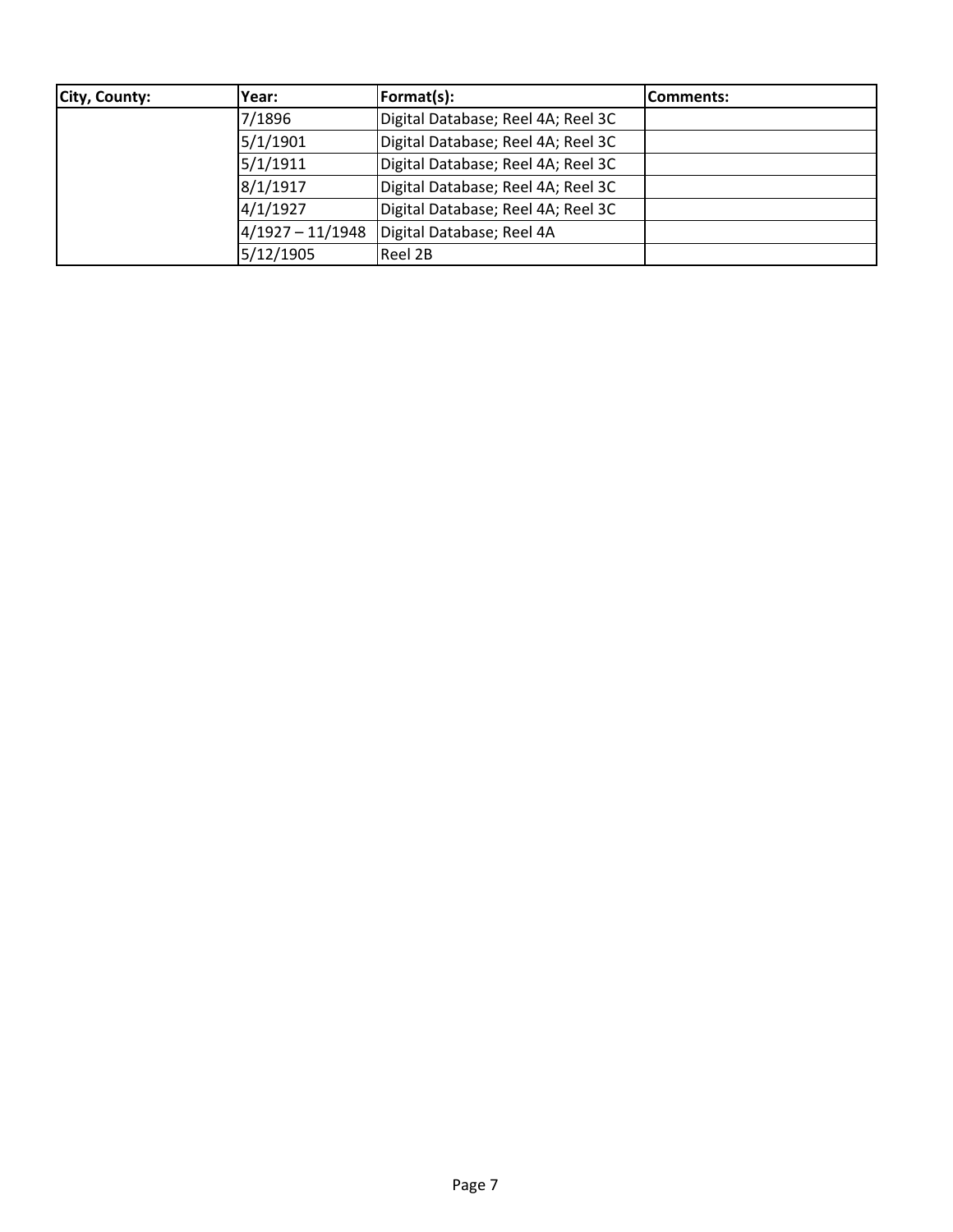| City, County: | Year: | Format(s): | Comments: |
| --- | --- | --- | --- |
| | 7/1896 | Digital Database; Reel 4A; Reel 3C | |
| | 5/1/1901 | Digital Database; Reel 4A; Reel 3C | |
| | 5/1/1911 | Digital Database; Reel 4A; Reel 3C | |
| | 8/1/1917 | Digital Database; Reel 4A; Reel 3C | |
| | 4/1/1927 | Digital Database; Reel 4A; Reel 3C | |
| | 4/1927 – 11/1948 | Digital Database; Reel 4A | |
| | 5/12/1905 | Reel 2B | |